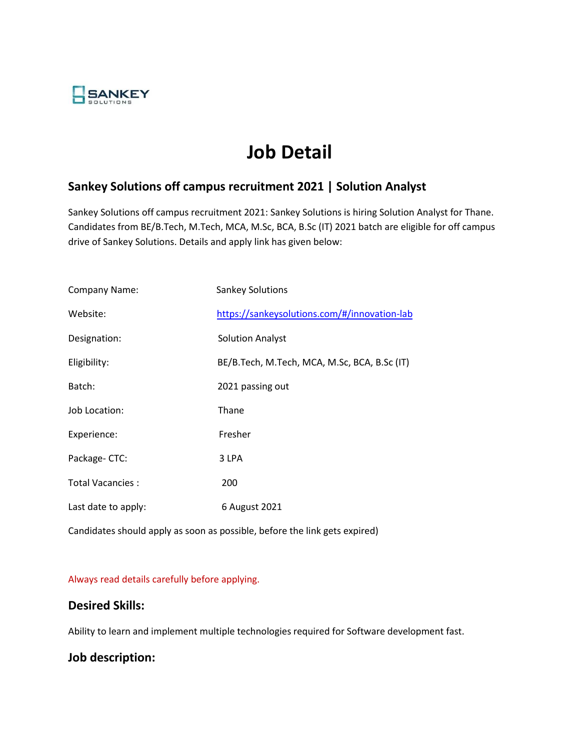# Job Detail

## Sankey Solutions off campus recruitment 2021 | Solution Analyst

Sankey Solutions off campus recruitment 2021: Sankey Solutions is hiring Solution Analyst for Thane. Candidates from BE/B.Tech, M.Tech, MCA, M.Sc, BCA, B.Sc (IT) 2021 batch are eligible for off campus drive of Sankey Solutions. Details and apply link has given below:

| | |
|---|---|
| Company Name: | Sankey Solutions |
| Website: | https://sankeysolutions.com/#/innovation-lab |
| Designation: | Solution Analyst |
| Eligibility: | BE/B.Tech, M.Tech, MCA, M.Sc, BCA, B.Sc (IT) |
| Batch: | 2021 passing out |
| Job Location: | Thane |
| Experience: | Fresher |
| Package- CTC: | 3 LPA |
| Total Vacancies : | 200 |
| Last date to apply: | 6 August 2021 |

Candidates should apply as soon as possible, before the link gets expired)

Always read details carefully before applying.

### Desired Skills:

Ability to learn and implement multiple technologies required for Software development fast.

### Job description: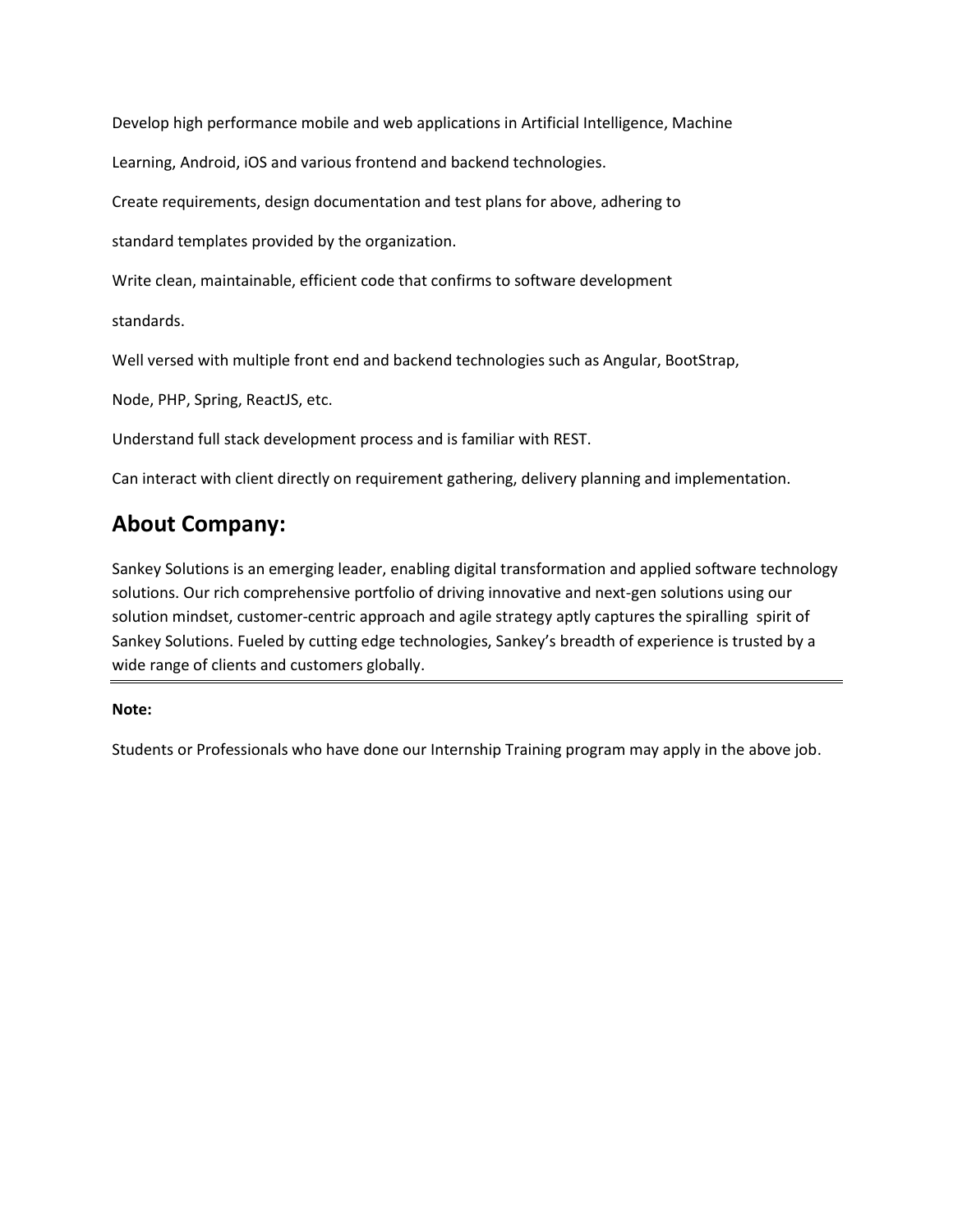Develop high performance mobile and web applications in Artificial Intelligence, Machine Learning, Android, iOS and various frontend and backend technologies.

Create requirements, design documentation and test plans for above, adhering to standard templates provided by the organization.

Write clean, maintainable, efficient code that confirms to software development standards.

Well versed with multiple front end and backend technologies such as Angular, BootStrap, Node, PHP, Spring, ReactJS, etc.

Understand full stack development process and is familiar with REST.

Can interact with client directly on requirement gathering, delivery planning and implementation.

## About Company:

Sankey Solutions is an emerging leader, enabling digital transformation and applied software technology solutions. Our rich comprehensive portfolio of driving innovative and next-gen solutions using our solution mindset, customer-centric approach and agile strategy aptly captures the spiralling spirit of Sankey Solutions. Fueled by cutting edge technologies, Sankey's breadth of experience is trusted by a wide range of clients and customers globally.

---

**Note:**

Students or Professionals who have done our Internship Training program may apply in the above job.